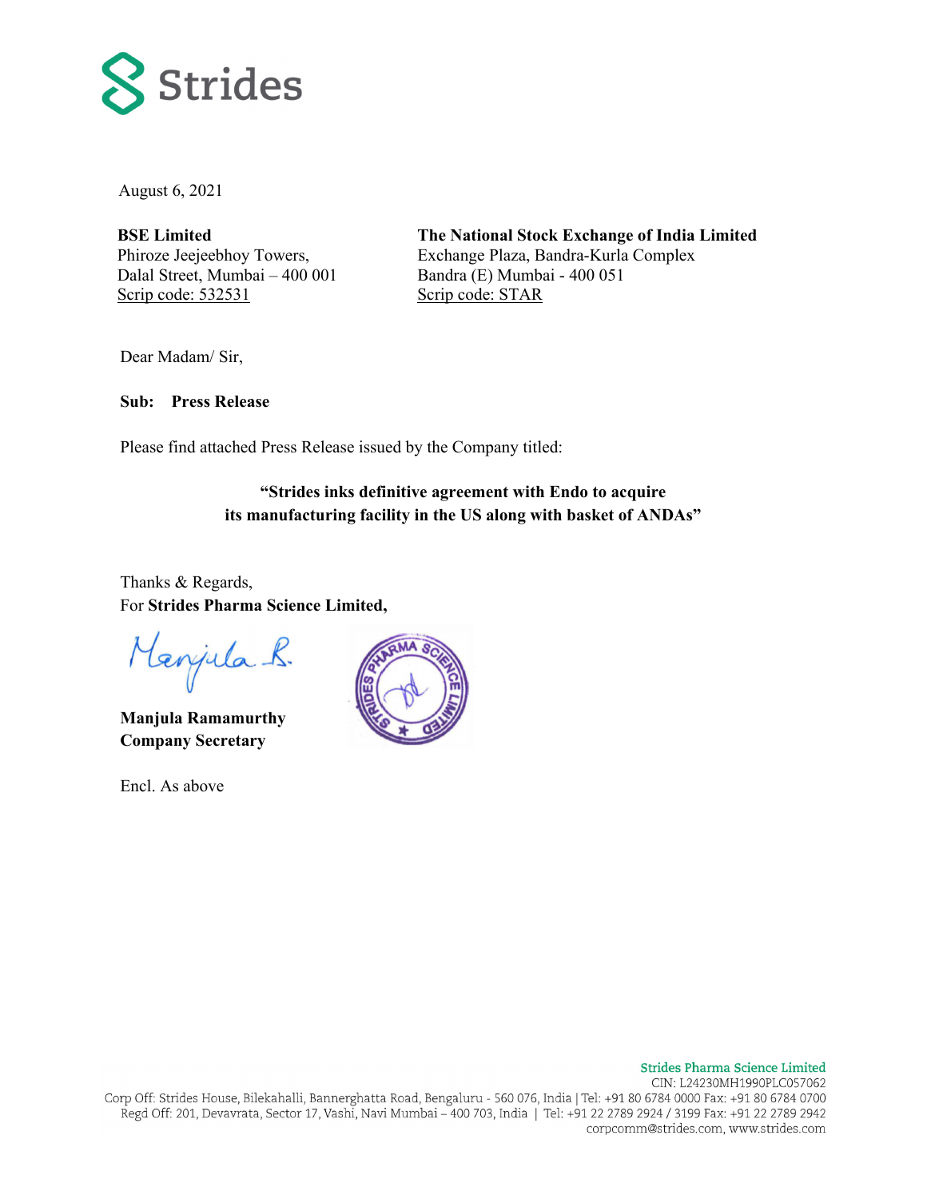August 6, 2021

**BSE Limited**
Phiroze Jeejeebhoy Towers,
Dalal Street, Mumbai – 400 001
Scrip code: 532531

**The National Stock Exchange of India Limited**
Exchange Plaza, Bandra-Kurla Complex
Bandra (E) Mumbai - 400 051
Scrip code: STAR

Dear Madam/ Sir,

**Sub: Press Release**

Please find attached Press Release issued by the Company titled:

**"Strides inks definitive agreement with Endo to acquire its manufacturing facility in the US along with basket of ANDAs"**

Thanks & Regards,
For **Strides Pharma Science Limited,**

**Manjula Ramamurthy**
**Company Secretary**

Encl. As above

**Strides Pharma Science Limited**
CIN: L24230MH1990PLC057062
Corp Off: Strides House, Bilekahalli, Bannerghatta Road, Bengaluru - 560 076, India | Tel: +91 80 6784 0000 Fax: +91 80 6784 0700
Regd Off: 201, Devavrata, Sector 17, Vashi, Navi Mumbai – 400 703, India | Tel: +91 22 2789 2924 / 3199 Fax: +91 22 2789 2942
corpcomm@strides.com, www.strides.com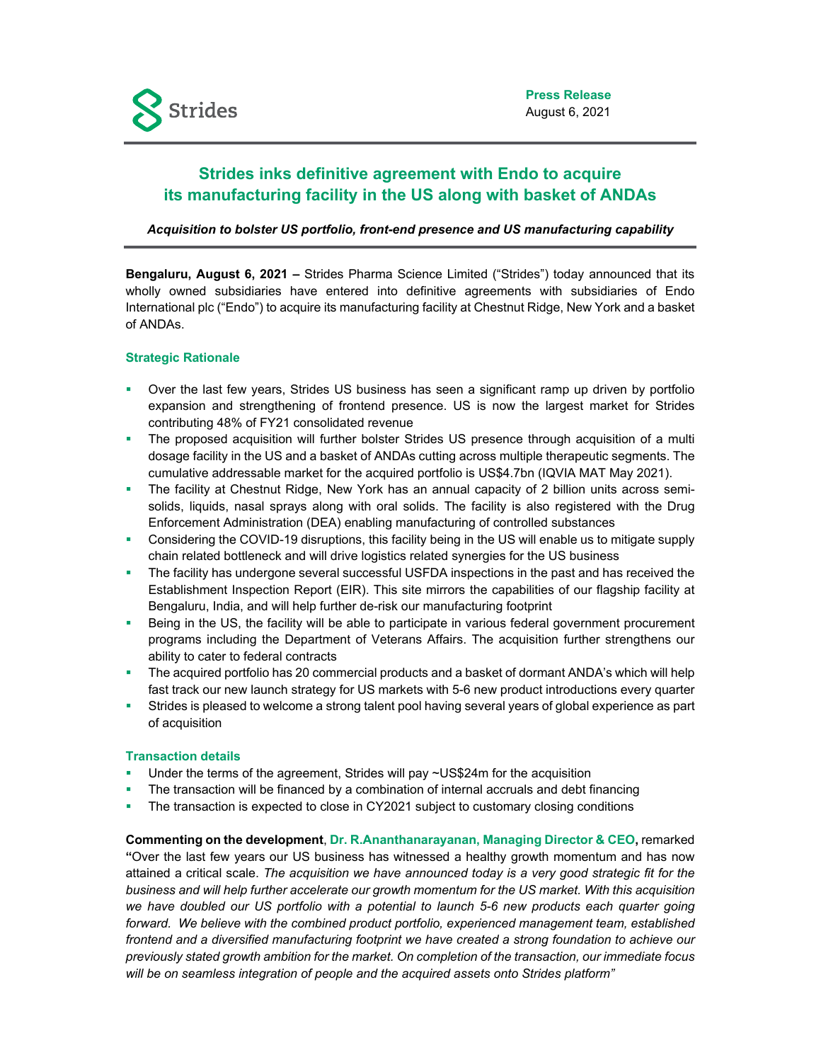**Press Release**
August 6, 2021

# Strides inks definitive agreement with Endo to acquire its manufacturing facility in the US along with basket of ANDAs

***Acquisition to bolster US portfolio, front-end presence and US manufacturing capability***

**Bengaluru, August 6, 2021 –** Strides Pharma Science Limited ("Strides") today announced that its wholly owned subsidiaries have entered into definitive agreements with subsidiaries of Endo International plc ("Endo") to acquire its manufacturing facility at Chestnut Ridge, New York and a basket of ANDAs.

### Strategic Rationale

- Over the last few years, Strides US business has seen a significant ramp up driven by portfolio expansion and strengthening of frontend presence. US is now the largest market for Strides contributing 48% of FY21 consolidated revenue
- The proposed acquisition will further bolster Strides US presence through acquisition of a multi dosage facility in the US and a basket of ANDAs cutting across multiple therapeutic segments. The cumulative addressable market for the acquired portfolio is US$4.7bn (IQVIA MAT May 2021).
- The facility at Chestnut Ridge, New York has an annual capacity of 2 billion units across semi-solids, liquids, nasal sprays along with oral solids. The facility is also registered with the Drug Enforcement Administration (DEA) enabling manufacturing of controlled substances
- Considering the COVID-19 disruptions, this facility being in the US will enable us to mitigate supply chain related bottleneck and will drive logistics related synergies for the US business
- The facility has undergone several successful USFDA inspections in the past and has received the Establishment Inspection Report (EIR). This site mirrors the capabilities of our flagship facility at Bengaluru, India, and will help further de-risk our manufacturing footprint
- Being in the US, the facility will be able to participate in various federal government procurement programs including the Department of Veterans Affairs. The acquisition further strengthens our ability to cater to federal contracts
- The acquired portfolio has 20 commercial products and a basket of dormant ANDA's which will help fast track our new launch strategy for US markets with 5-6 new product introductions every quarter
- Strides is pleased to welcome a strong talent pool having several years of global experience as part of acquisition

### Transaction details

- Under the terms of the agreement, Strides will pay ~US$24m for the acquisition
- The transaction will be financed by a combination of internal accruals and debt financing
- The transaction is expected to close in CY2021 subject to customary closing conditions

**Commenting on the development**, **Dr. R.Ananthanarayanan, Managing Director & CEO,** remarked **"**Over the last few years our US business has witnessed a healthy growth momentum and has now attained a critical scale. *The acquisition we have announced today is a very good strategic fit for the business and will help further accelerate our growth momentum for the US market. With this acquisition we have doubled our US portfolio with a potential to launch 5-6 new products each quarter going forward. We believe with the combined product portfolio, experienced management team, established frontend and a diversified manufacturing footprint we have created a strong foundation to achieve our previously stated growth ambition for the market. On completion of the transaction, our immediate focus will be on seamless integration of people and the acquired assets onto Strides platform"*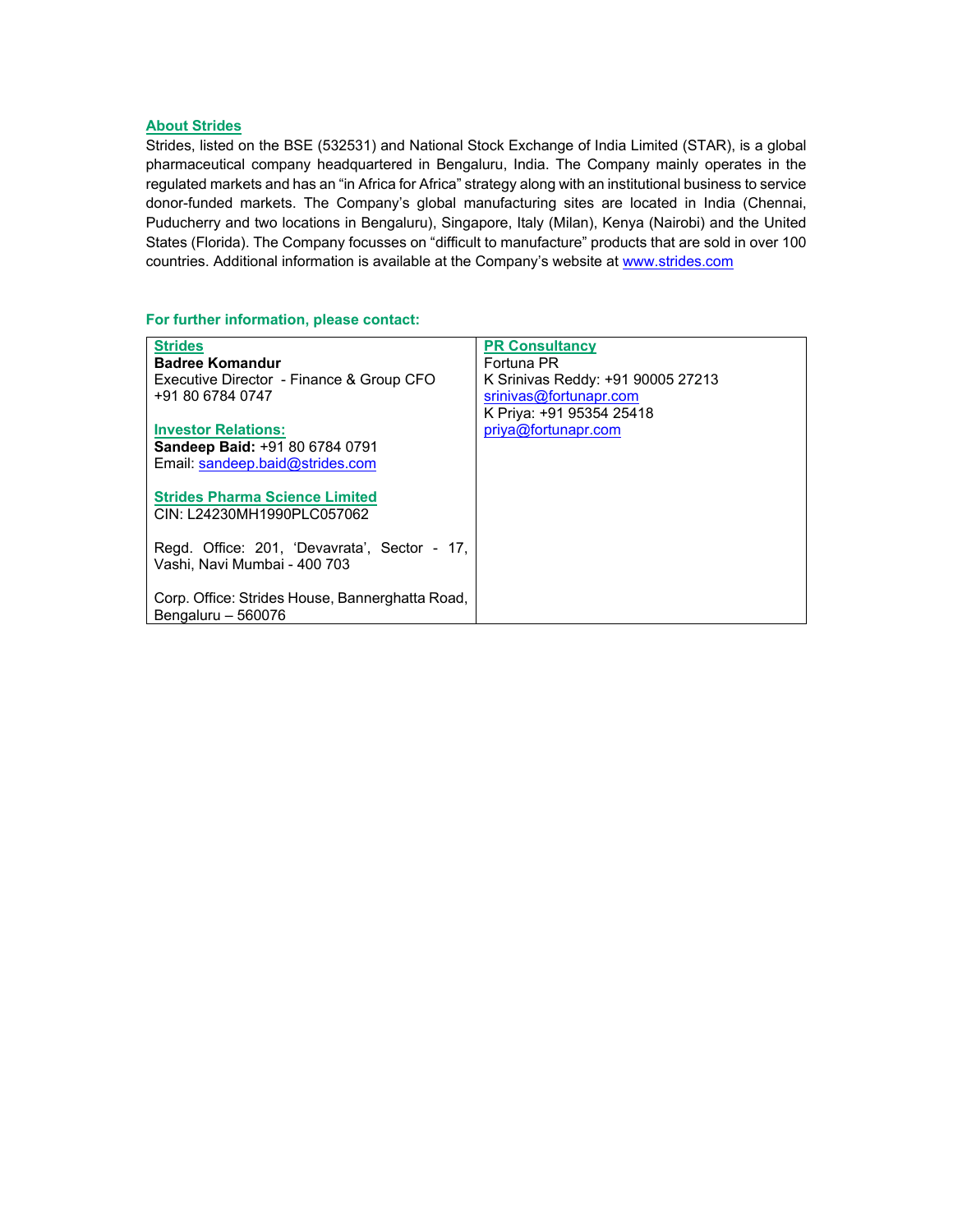## About Strides

Strides, listed on the BSE (532531) and National Stock Exchange of India Limited (STAR), is a global pharmaceutical company headquartered in Bengaluru, India. The Company mainly operates in the regulated markets and has an "in Africa for Africa" strategy along with an institutional business to service donor-funded markets. The Company's global manufacturing sites are located in India (Chennai, Puducherry and two locations in Bengaluru), Singapore, Italy (Milan), Kenya (Nairobi) and the United States (Florida). The Company focusses on "difficult to manufacture" products that are sold in over 100 countries. Additional information is available at the Company's website at www.strides.com

### For further information, please contact:

| | |
|---|---|
| **Strides**<br>**Badree Komandur**<br>Executive Director - Finance & Group CFO<br>+91 80 6784 0747<br><br>**Investor Relations:**<br>**Sandeep Baid:** +91 80 6784 0791<br>Email: sandeep.baid@strides.com<br><br>**Strides Pharma Science Limited**<br>CIN: L24230MH1990PLC057062<br><br>Regd. Office: 201, 'Devavrata', Sector - 17, Vashi, Navi Mumbai - 400 703<br><br>Corp. Office: Strides House, Bannerghatta Road, Bengaluru – 560076 | **PR Consultancy**<br>Fortuna PR<br>K Srinivas Reddy: +91 90005 27213<br>srinivas@fortunapr.com<br>K Priya: +91 95354 25418<br>priya@fortunapr.com |